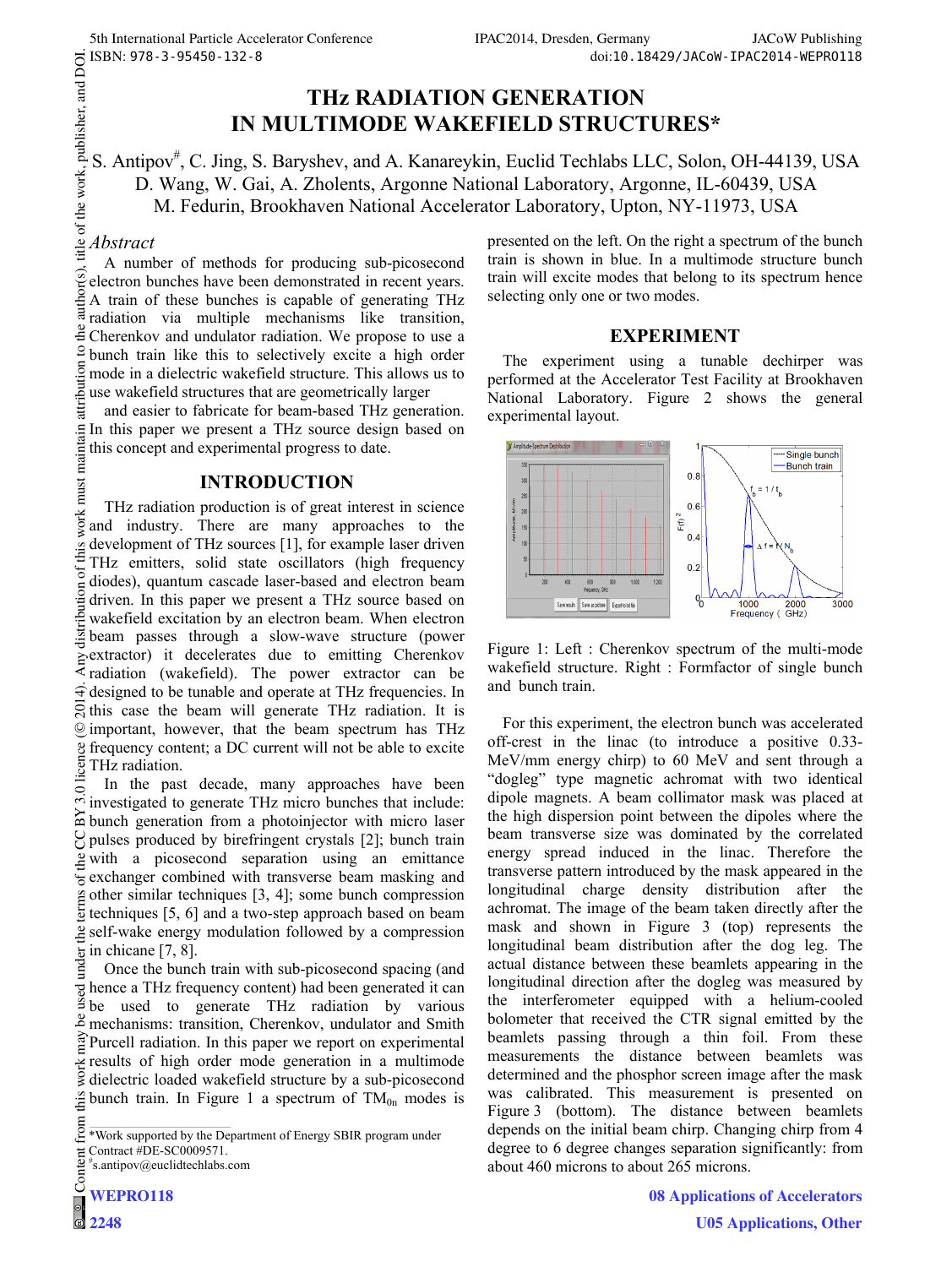# THz RADIATION GENERATION IN MULTIMODE WAKEFIELD STRUCTURES*

S. Antipov#, C. Jing, S. Baryshev, and A. Kanareykin, Euclid Techlabs LLC, Solon, OH-44139, USA
D. Wang, W. Gai, A. Zholents, Argonne National Laboratory, Argonne, IL-60439, USA
M. Fedurin, Brookhaven National Accelerator Laboratory, Upton, NY-11973, USA

## *Abstract*

A number of methods for producing sub-picosecond electron bunches have been demonstrated in recent years. A train of these bunches is capable of generating THz radiation via multiple mechanisms like transition, Cherenkov and undulator radiation. We propose to use a bunch train like this to selectively excite a high order mode in a dielectric wakefield structure. This allows us to use wakefield structures that are geometrically larger and easier to fabricate for beam-based THz generation. In this paper we present a THz source design based on this concept and experimental progress to date.

## INTRODUCTION

THz radiation production is of great interest in science and industry. There are many approaches to the development of THz sources [1], for example laser driven THz emitters, solid state oscillators (high frequency diodes), quantum cascade laser-based and electron beam driven. In this paper we present a THz source based on wakefield excitation by an electron beam. When electron beam passes through a slow-wave structure (power extractor) it decelerates due to emitting Cherenkov radiation (wakefield). The power extractor can be designed to be tunable and operate at THz frequencies. In this case the beam will generate THz radiation. It is important, however, that the beam spectrum has THz frequency content; a DC current will not be able to excite THz radiation.

In the past decade, many approaches have been investigated to generate THz micro bunches that include: bunch generation from a photoinjector with micro laser pulses produced by birefringent crystals [2]; bunch train with a picosecond separation using an emittance exchanger combined with transverse beam masking and other similar techniques [3, 4]; some bunch compression techniques [5, 6] and a two-step approach based on beam self-wake energy modulation followed by a compression in chicane [7, 8].

Once the bunch train with sub-picosecond spacing (and hence a THz frequency content) had been generated it can be used to generate THz radiation by various mechanisms: transition, Cherenkov, undulator and Smith Purcell radiation. In this paper we report on experimental results of high order mode generation in a multimode dielectric loaded wakefield structure by a sub-picosecond bunch train. In Figure 1 a spectrum of $TM_{0n}$ modes is presented on the left. On the right a spectrum of the bunch train is shown in blue. In a multimode structure bunch train will excite modes that belong to its spectrum hence selecting only one or two modes.

Figure 1: Left : Cherenkov spectrum of the multi-mode wakefield structure. Right : Formfactor of single bunch and bunch train.

## EXPERIMENT

The experiment using a tunable dechirper was performed at the Accelerator Test Facility at Brookhaven National Laboratory. Figure 2 shows the general experimental layout.

For this experiment, the electron bunch was accelerated off-crest in the linac (to introduce a positive 0.33-MeV/mm energy chirp) to 60 MeV and sent through a "dogleg" type magnetic achromat with two identical dipole magnets. A beam collimator mask was placed at the high dispersion point between the dipoles where the beam transverse size was dominated by the correlated energy spread induced in the linac. Therefore the transverse pattern introduced by the mask appeared in the longitudinal charge density distribution after the achromat. The image of the beam taken directly after the mask and shown in Figure 3 (top) represents the longitudinal beam distribution after the dog leg. The actual distance between these beamlets appearing in the longitudinal direction after the dogleg was measured by the interferometer equipped with a helium-cooled bolometer that received the CTR signal emitted by the beamlets passing through a thin foil. From these measurements the distance between beamlets was determined and the phosphor screen image after the mask was calibrated. This measurement is presented on Figure 3 (bottom). The distance between beamlets depends on the initial beam chirp. Changing chirp from 4 degree to 6 degree changes separation significantly: from about 460 microns to about 265 microns.

---

*Work supported by the Department of Energy SBIR program under Contract #DE-SC0009571.
#s.antipov@euclidtechlabs.com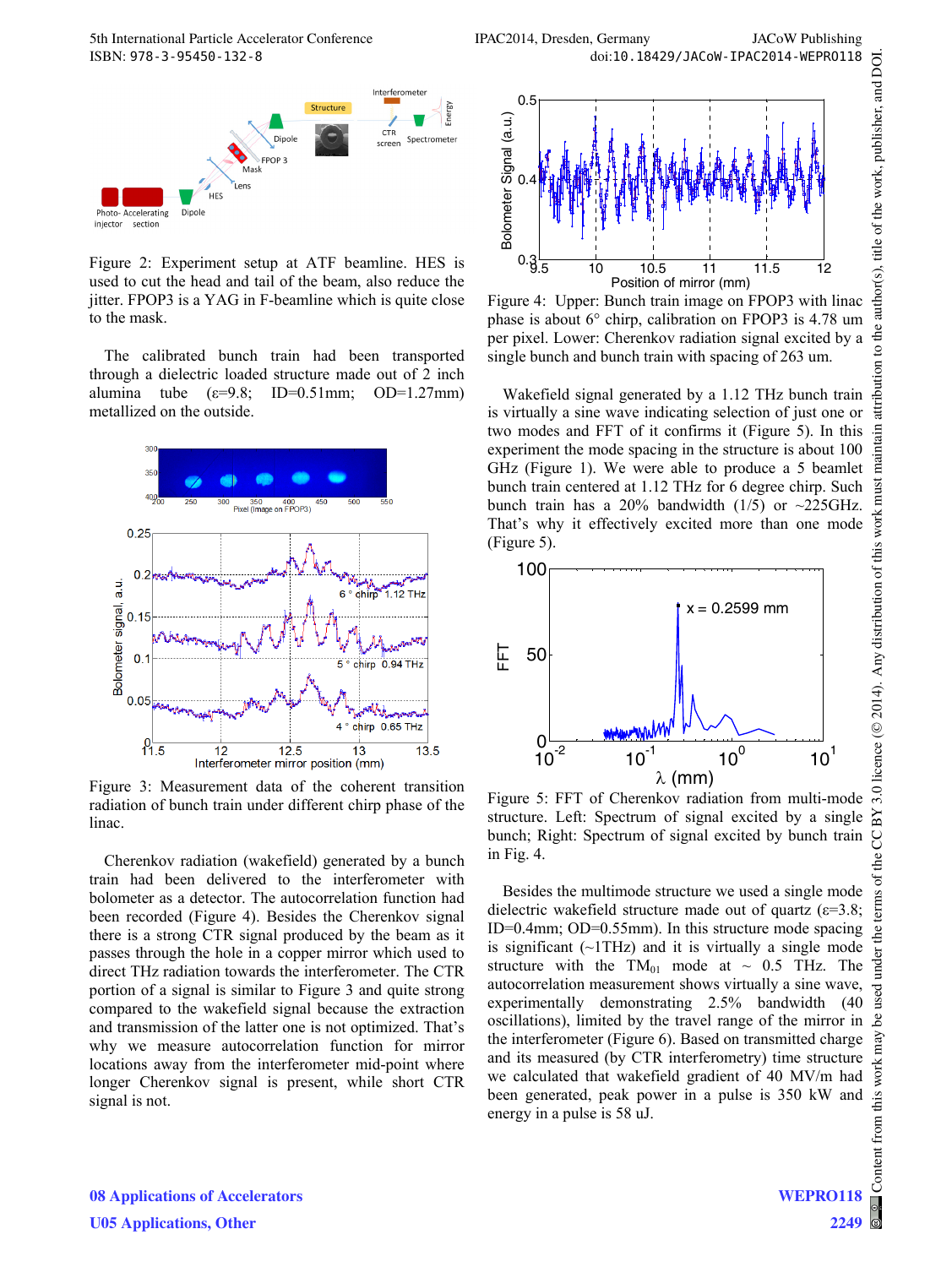Figure 2: Experiment setup at ATF beamline. HES is used to cut the head and tail of the beam, also reduce the jitter. FPOP3 is a YAG in F-beamline which is quite close to the mask.

The calibrated bunch train had been transported through a dielectric loaded structure made out of 2 inch alumina tube (ε=9.8; ID=0.51mm; OD=1.27mm) metallized on the outside.

Figure 3: Measurement data of the coherent transition radiation of bunch train under different chirp phase of the linac.

Cherenkov radiation (wakefield) generated by a bunch train had been delivered to the interferometer with bolometer as a detector. The autocorrelation function had been recorded (Figure 4). Besides the Cherenkov signal there is a strong CTR signal produced by the beam as it passes through the hole in a copper mirror which used to direct THz radiation towards the interferometer. The CTR portion of a signal is similar to Figure 3 and quite strong compared to the wakefield signal because the extraction and transmission of the latter one is not optimized. That's why we measure autocorrelation function for mirror locations away from the interferometer mid-point where longer Cherenkov signal is present, while short CTR signal is not.

Figure 4: Upper: Bunch train image on FPOP3 with linac phase is about 6° chirp, calibration on FPOP3 is 4.78 um per pixel. Lower: Cherenkov radiation signal excited by a single bunch and bunch train with spacing of 263 um.

Wakefield signal generated by a 1.12 THz bunch train is virtually a sine wave indicating selection of just one or two modes and FFT of it confirms it (Figure 5). In this experiment the mode spacing in the structure is about 100 GHz (Figure 1). We were able to produce a 5 beamlet bunch train centered at 1.12 THz for 6 degree chirp. Such bunch train has a 20% bandwidth (1/5) or ~225GHz. That's why it effectively excited more than one mode (Figure 5).

Figure 5: FFT of Cherenkov radiation from multi-mode structure. Left: Spectrum of signal excited by a single bunch; Right: Spectrum of signal excited by bunch train in Fig. 4.

Besides the multimode structure we used a single mode dielectric wakefield structure made out of quartz (ε=3.8; ID=0.4mm; OD=0.55mm). In this structure mode spacing is significant (~1THz) and it is virtually a single mode structure with the $TM_{01}$ mode at ~ 0.5 THz. The autocorrelation measurement shows virtually a sine wave, experimentally demonstrating 2.5% bandwidth (40 oscillations), limited by the travel range of the mirror in the interferometer (Figure 6). Based on transmitted charge and its measured (by CTR interferometry) time structure we calculated that wakefield gradient of 40 MV/m had been generated, peak power in a pulse is 350 kW and energy in a pulse is 58 uJ.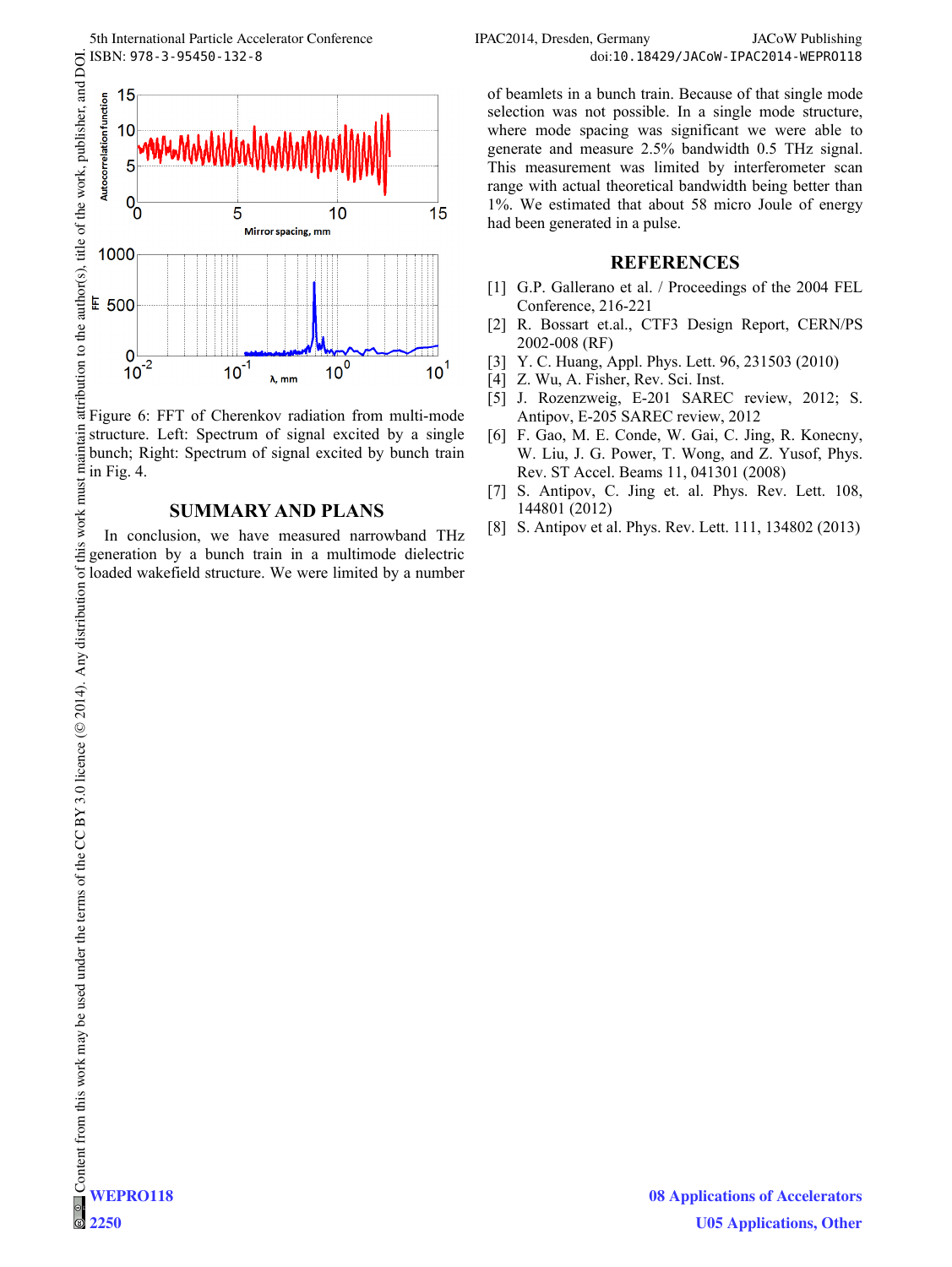Autocorrelation function

15

10

5

0

0

5

10

15

Mirror spacing, mm

FFT

1000

500

0

$10^{-2}$

$10^{-1}$

λ, mm

$10^{0}$

$10^{1}$

Figure 6: FFT of Cherenkov radiation from multi-mode structure. Left: Spectrum of signal excited by a single bunch; Right: Spectrum of signal excited by bunch train in Fig. 4.

## SUMMARY AND PLANS

In conclusion, we have measured narrowband THz generation by a bunch train in a multimode dielectric loaded wakefield structure. We were limited by a number of beamlets in a bunch train. Because of that single mode selection was not possible. In a single mode structure, where mode spacing was significant we were able to generate and measure 2.5% bandwidth 0.5 THz signal. This measurement was limited by interferometer scan range with actual theoretical bandwidth being better than 1%. We estimated that about 58 micro Joule of energy had been generated in a pulse.

## REFERENCES

[1] G.P. Gallerano et al. / Proceedings of the 2004 FEL Conference, 216-221

[2] R. Bossart et.al., CTF3 Design Report, CERN/PS 2002-008 (RF)

[3] Y. C. Huang, Appl. Phys. Lett. 96, 231503 (2010)

[4] Z. Wu, A. Fisher, Rev. Sci. Inst.

[5] J. Rozenzweig, E-201 SAREC review, 2012; S. Antipov, E-205 SAREC review, 2012

[6] F. Gao, M. E. Conde, W. Gai, C. Jing, R. Konecny, W. Liu, J. G. Power, T. Wong, and Z. Yusof, Phys. Rev. ST Accel. Beams 11, 041301 (2008)

[7] S. Antipov, C. Jing et. al. Phys. Rev. Lett. 108, 144801 (2012)

[8] S. Antipov et al. Phys. Rev. Lett. 111, 134802 (2013)